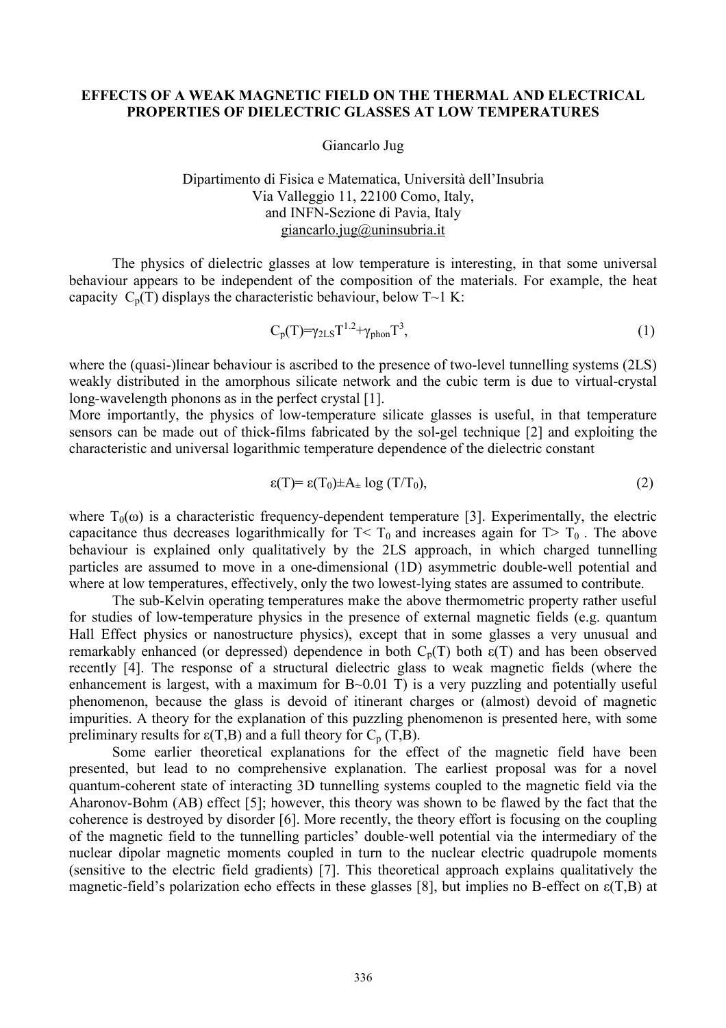# EFFECTS OF A WEAK MAGNETIC FIELD ON THE THERMAL AND ELECTRICAL PROPERTIES OF DIELECTRIC GLASSES AT LOW TEMPERATURES

Giancarlo Jug

Dipartimento di Fisica e Matematica, Università dell'Insubria
Via Valleggio 11, 22100 Como, Italy,
and INFN-Sezione di Pavia, Italy
giancarlo.jug@uninsubria.it

The physics of dielectric glasses at low temperature is interesting, in that some universal behaviour appears to be independent of the composition of the materials. For example, the heat capacity $C_p(T)$ displays the characteristic behaviour, below $T\sim1$ K:

$$C_p(T)=\gamma_{2LS}T^{1.2}+\gamma_{phon}T^3, \tag{1}$$

where the (quasi-)linear behaviour is ascribed to the presence of two-level tunnelling systems (2LS) weakly distributed in the amorphous silicate network and the cubic term is due to virtual-crystal long-wavelength phonons as in the perfect crystal [1].
More importantly, the physics of low-temperature silicate glasses is useful, in that temperature sensors can be made out of thick-films fabricated by the sol-gel technique [2] and exploiting the characteristic and universal logarithmic temperature dependence of the dielectric constant

$$\varepsilon(T)= \varepsilon(T_0)\pm A_\pm \log (T/T_0), \tag{2}$$

where $T_0(\omega)$ is a characteristic frequency-dependent temperature [3]. Experimentally, the electric capacitance thus decreases logarithmically for $T< T_0$ and increases again for $T> T_0$ . The above behaviour is explained only qualitatively by the 2LS approach, in which charged tunnelling particles are assumed to move in a one-dimensional (1D) asymmetric double-well potential and where at low temperatures, effectively, only the two lowest-lying states are assumed to contribute.

The sub-Kelvin operating temperatures make the above thermometric property rather useful for studies of low-temperature physics in the presence of external magnetic fields (e.g. quantum Hall Effect physics or nanostructure physics), except that in some glasses a very unusual and remarkably enhanced (or depressed) dependence in both $C_p(T)$ both $\varepsilon(T)$ and has been observed recently [4]. The response of a structural dielectric glass to weak magnetic fields (where the enhancement is largest, with a maximum for $B\sim0.01$ T) is a very puzzling and potentially useful phenomenon, because the glass is devoid of itinerant charges or (almost) devoid of magnetic impurities. A theory for the explanation of this puzzling phenomenon is presented here, with some preliminary results for $\varepsilon(T,B)$ and a full theory for $C_p$ (T,B).

Some earlier theoretical explanations for the effect of the magnetic field have been presented, but lead to no comprehensive explanation. The earliest proposal was for a novel quantum-coherent state of interacting 3D tunnelling systems coupled to the magnetic field via the Aharonov-Bohm (AB) effect [5]; however, this theory was shown to be flawed by the fact that the coherence is destroyed by disorder [6]. More recently, the theory effort is focusing on the coupling of the magnetic field to the tunnelling particles' double-well potential via the intermediary of the nuclear dipolar magnetic moments coupled in turn to the nuclear electric quadrupole moments (sensitive to the electric field gradients) [7]. This theoretical approach explains qualitatively the magnetic-field's polarization echo effects in these glasses [8], but implies no B-effect on $\varepsilon(T,B)$ at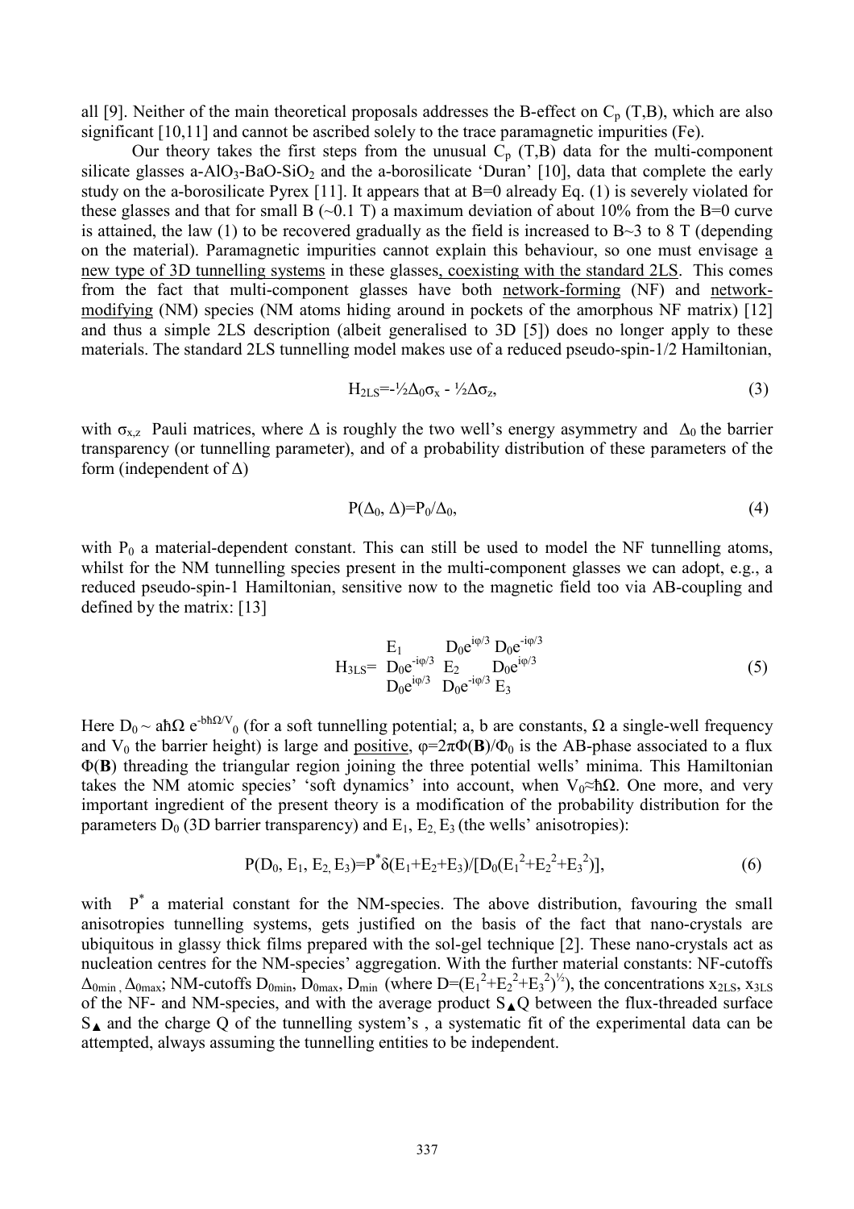all [9]. Neither of the main theoretical proposals addresses the B-effect on $C_p$ (T,B), which are also significant [10,11] and cannot be ascribed solely to the trace paramagnetic impurities (Fe).

Our theory takes the first steps from the unusual $C_p$ (T,B) data for the multi-component silicate glasses a-$AlO_3$-BaO-$SiO_2$ and the a-borosilicate 'Duran' [10], data that complete the early study on the a-borosilicate Pyrex [11]. It appears that at B=0 already Eq. (1) is severely violated for these glasses and that for small B (~0.1 T) a maximum deviation of about 10% from the B=0 curve is attained, the law (1) to be recovered gradually as the field is increased to B~3 to 8 T (depending on the material). Paramagnetic impurities cannot explain this behaviour, so one must envisage a new type of 3D tunnelling systems in these glasses, coexisting with the standard 2LS. This comes from the fact that multi-component glasses have both network-forming (NF) and network-modifying (NM) species (NM atoms hiding around in pockets of the amorphous NF matrix) [12] and thus a simple 2LS description (albeit generalised to 3D [5]) does no longer apply to these materials. The standard 2LS tunnelling model makes use of a reduced pseudo-spin-1/2 Hamiltonian,

$$H_{2LS}=-\tfrac{1}{2}\Delta_0\sigma_x - \tfrac{1}{2}\Delta\sigma_z, \tag{3}$$

with $\sigma_{x,z}$ Pauli matrices, where $\Delta$ is roughly the two well's energy asymmetry and $\Delta_0$ the barrier transparency (or tunnelling parameter), and of a probability distribution of these parameters of the form (independent of $\Delta$)

$$P(\Delta_0, \Delta)=P_0/\Delta_0, \tag{4}$$

with $P_0$ a material-dependent constant. This can still be used to model the NF tunnelling atoms, whilst for the NM tunnelling species present in the multi-component glasses we can adopt, e.g., a reduced pseudo-spin-1 Hamiltonian, sensitive now to the magnetic field too via AB-coupling and defined by the matrix: [13]

$$H_{3LS}= \begin{pmatrix} E_1 & D_0e^{i\varphi/3} & D_0e^{-i\varphi/3} \\ D_0e^{-i\varphi/3} & E_2 & D_0e^{i\varphi/3} \\ D_0e^{i\varphi/3} & D_0e^{-i\varphi/3} & E_3 \end{pmatrix} \tag{5}$$

Here $D_0 \sim a\hbar\Omega\, e^{-b\hbar\Omega/V_0}$ (for a soft tunnelling potential; a, b are constants, $\Omega$ a single-well frequency and $V_0$ the barrier height) is large and positive, $\varphi=2\pi\Phi(\mathbf{B})/\Phi_0$ is the AB-phase associated to a flux $\Phi(\mathbf{B})$ threading the triangular region joining the three potential wells' minima. This Hamiltonian takes the NM atomic species' 'soft dynamics' into account, when $V_0 \approx \hbar\Omega$. One more, and very important ingredient of the present theory is a modification of the probability distribution for the parameters $D_0$ (3D barrier transparency) and $E_1$, $E_2$, $E_3$ (the wells' anisotropies):

$$P(D_0, E_1, E_2, E_3)=P^*\delta(E_1+E_2+E_3)/[D_0(E_1^2+E_2^2+E_3^2)], \tag{6}$$

with $P^*$ a material constant for the NM-species. The above distribution, favouring the small anisotropies tunnelling systems, gets justified on the basis of the fact that nano-crystals are ubiquitous in glassy thick films prepared with the sol-gel technique [2]. These nano-crystals act as nucleation centres for the NM-species' aggregation. With the further material constants: NF-cutoffs $\Delta_{0min}$, $\Delta_{0max}$; NM-cutoffs $D_{0min}$, $D_{0max}$, $D_{min}$ (where $D=(E_1^2+E_2^2+E_3^2)^{1/2}$), the concentrations $x_{2LS}$, $x_{3LS}$ of the NF- and NM-species, and with the average product $S_\blacktriangle Q$ between the flux-threaded surface $S_\blacktriangle$ and the charge Q of the tunnelling system's , a systematic fit of the experimental data can be attempted, always assuming the tunnelling entities to be independent.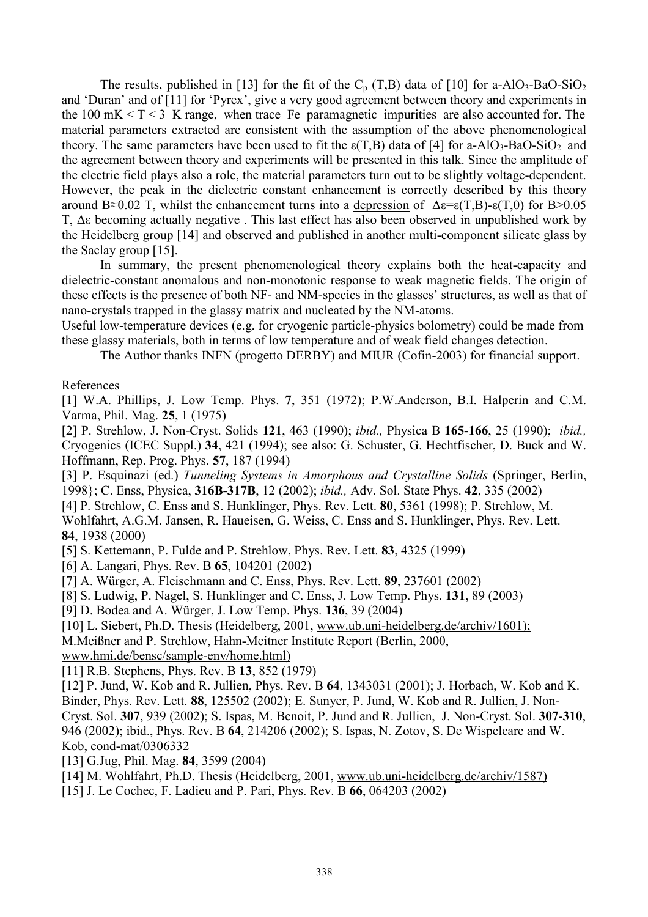The results, published in [13] for the fit of the $C_p$ (T,B) data of [10] for a-$AlO_3$-BaO-$SiO_2$ and 'Duran' and of [11] for 'Pyrex', give a very good agreement between theory and experiments in the 100 mK < T < 3 K range, when trace Fe paramagnetic impurities are also accounted for. The material parameters extracted are consistent with the assumption of the above phenomenological theory. The same parameters have been used to fit the $\varepsilon$(T,B) data of [4] for a-$AlO_3$-BaO-$SiO_2$ and the agreement between theory and experiments will be presented in this talk. Since the amplitude of the electric field plays also a role, the material parameters turn out to be slightly voltage-dependent. However, the peak in the dielectric constant enhancement is correctly described by this theory around B≈0.02 T, whilst the enhancement turns into a depression of $\Delta\varepsilon=\varepsilon(T,B)-\varepsilon(T,0)$ for B>0.05 T, $\Delta\varepsilon$ becoming actually negative . This last effect has also been observed in unpublished work by the Heidelberg group [14] and observed and published in another multi-component silicate glass by the Saclay group [15].

In summary, the present phenomenological theory explains both the heat-capacity and dielectric-constant anomalous and non-monotonic response to weak magnetic fields. The origin of these effects is the presence of both NF- and NM-species in the glasses' structures, as well as that of nano-crystals trapped in the glassy matrix and nucleated by the NM-atoms.

Useful low-temperature devices (e.g. for cryogenic particle-physics bolometry) could be made from these glassy materials, both in terms of low temperature and of weak field changes detection.

The Author thanks INFN (progetto DERBY) and MIUR (Cofin-2003) for financial support.

References

[1] W.A. Phillips, J. Low Temp. Phys. **7**, 351 (1972); P.W.Anderson, B.I. Halperin and C.M. Varma, Phil. Mag. **25**, 1 (1975)

[2] P. Strehlow, J. Non-Cryst. Solids **121**, 463 (1990); *ibid.,* Physica B **165-166**, 25 (1990); *ibid.,* Cryogenics (ICEC Suppl.) **34**, 421 (1994); see also: G. Schuster, G. Hechtfischer, D. Buck and W. Hoffmann, Rep. Prog. Phys. **57**, 187 (1994)

[3] P. Esquinazi (ed.) *Tunneling Systems in Amorphous and Crystalline Solids* (Springer, Berlin, 1998}; C. Enss, Physica, **316B-317B**, 12 (2002); *ibid.,* Adv. Sol. State Phys. **42**, 335 (2002)

[4] P. Strehlow, C. Enss and S. Hunklinger, Phys. Rev. Lett. **80**, 5361 (1998); P. Strehlow, M. Wohlfahrt, A.G.M. Jansen, R. Haueisen, G. Weiss, C. Enss and S. Hunklinger, Phys. Rev. Lett. **84**, 1938 (2000)

[5] S. Kettemann, P. Fulde and P. Strehlow, Phys. Rev. Lett. **83**, 4325 (1999)

[6] A. Langari, Phys. Rev. B **65**, 104201 (2002)

[7] A. Würger, A. Fleischmann and C. Enss, Phys. Rev. Lett. **89**, 237601 (2002)

[8] S. Ludwig, P. Nagel, S. Hunklinger and C. Enss, J. Low Temp. Phys. **131**, 89 (2003)

[9] D. Bodea and A. Würger, J. Low Temp. Phys. **136**, 39 (2004)

[10] L. Siebert, Ph.D. Thesis (Heidelberg, 2001, www.ub.uni-heidelberg.de/archiv/1601); M.Meißner and P. Strehlow, Hahn-Meitner Institute Report (Berlin, 2000, www.hmi.de/bensc/sample-env/home.html)

[11] R.B. Stephens, Phys. Rev. B **13**, 852 (1979)

[12] P. Jund, W. Kob and R. Jullien, Phys. Rev. B **64**, 1343031 (2001); J. Horbach, W. Kob and K. Binder, Phys. Rev. Lett. **88**, 125502 (2002); E. Sunyer, P. Jund, W. Kob and R. Jullien, J. Non-Cryst. Sol. **307**, 939 (2002); S. Ispas, M. Benoit, P. Jund and R. Jullien, J. Non-Cryst. Sol. **307**-**310**, 946 (2002); ibid., Phys. Rev. B **64**, 214206 (2002); S. Ispas, N. Zotov, S. De Wispeleare and W. Kob, cond-mat/0306332

[13] G.Jug, Phil. Mag. **84**, 3599 (2004)

[14] M. Wohlfahrt, Ph.D. Thesis (Heidelberg, 2001, www.ub.uni-heidelberg.de/archiv/1587)

[15] J. Le Cochec, F. Ladieu and P. Pari, Phys. Rev. B **66**, 064203 (2002)